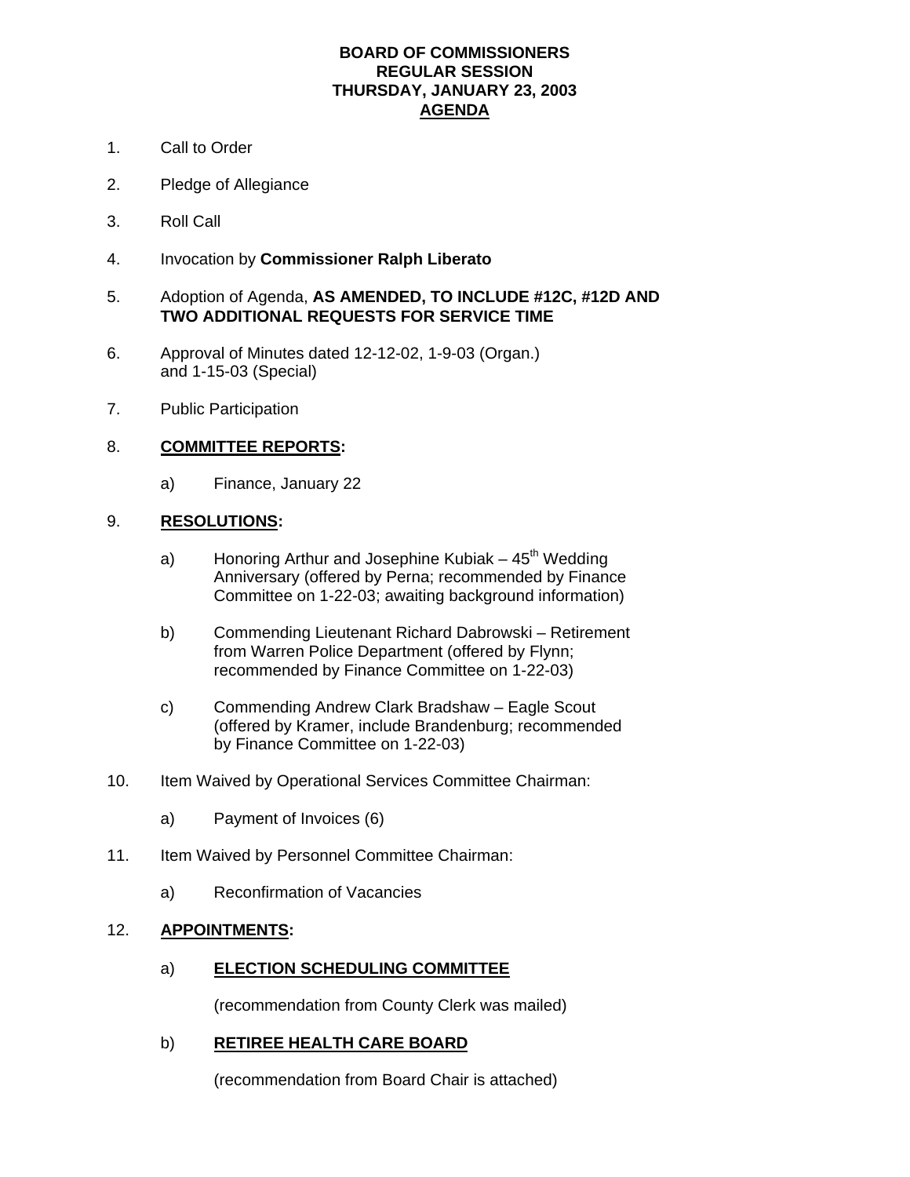**BOARD OF COMMISSIONERS**
**REGULAR SESSION**
**THURSDAY, JANUARY 23, 2003**
**AGENDA**

1. Call to Order

2. Pledge of Allegiance

3. Roll Call

4. Invocation by **Commissioner Ralph Liberato**

5. Adoption of Agenda, **AS AMENDED, TO INCLUDE #12C, #12D AND TWO ADDITIONAL REQUESTS FOR SERVICE TIME**

6. Approval of Minutes dated 12-12-02, 1-9-03 (Organ.) and 1-15-03 (Special)

7. Public Participation

8. **COMMITTEE REPORTS:**

   a) Finance, January 22

9. **RESOLUTIONS:**

   a) Honoring Arthur and Josephine Kubiak – 45th Wedding Anniversary (offered by Perna; recommended by Finance Committee on 1-22-03; awaiting background information)

   b) Commending Lieutenant Richard Dabrowski – Retirement from Warren Police Department (offered by Flynn; recommended by Finance Committee on 1-22-03)

   c) Commending Andrew Clark Bradshaw – Eagle Scout (offered by Kramer, include Brandenburg; recommended by Finance Committee on 1-22-03)

10. Item Waived by Operational Services Committee Chairman:

    a) Payment of Invoices (6)

11. Item Waived by Personnel Committee Chairman:

    a) Reconfirmation of Vacancies

12. **APPOINTMENTS:**

    a) **ELECTION SCHEDULING COMMITTEE**

    (recommendation from County Clerk was mailed)

    b) **RETIREE HEALTH CARE BOARD**

    (recommendation from Board Chair is attached)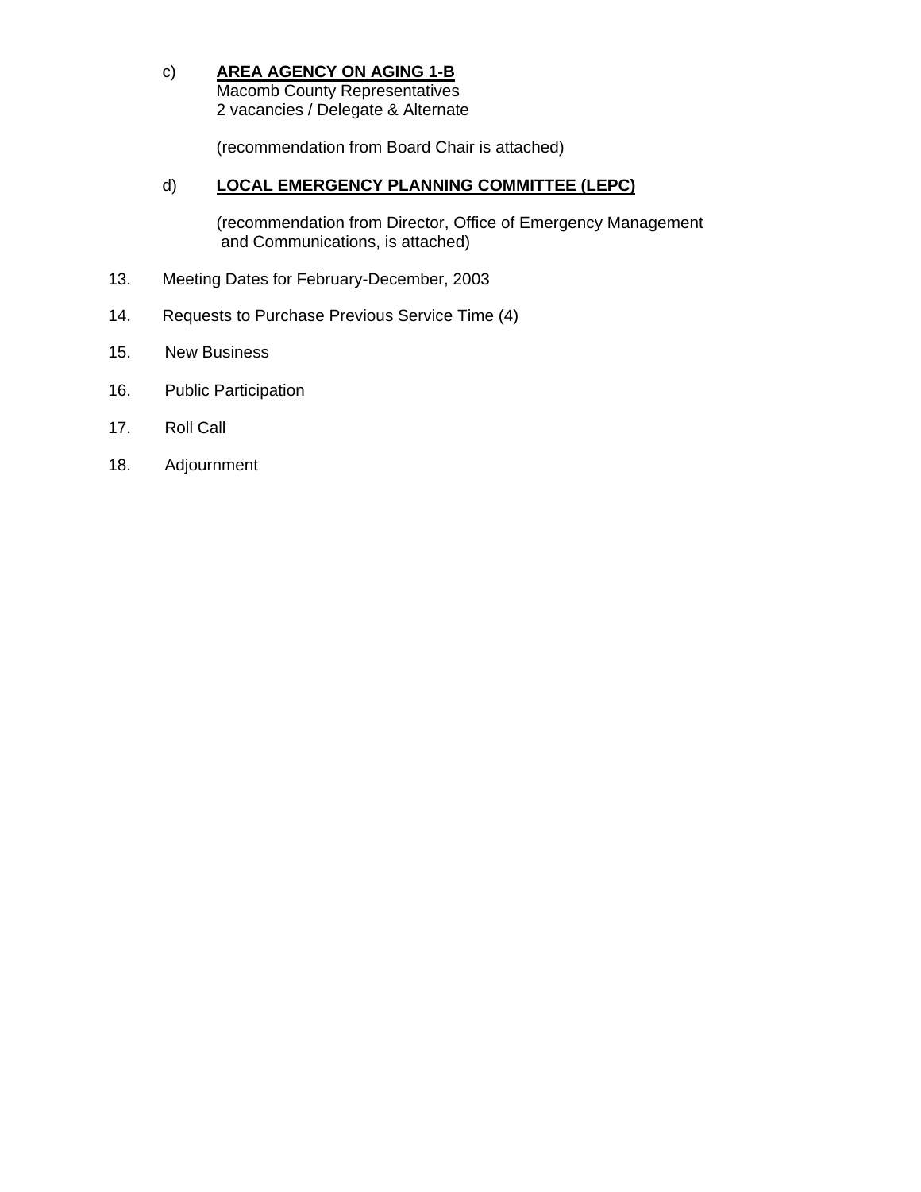c) **<u>AREA AGENCY ON AGING 1-B</u>**
Macomb County Representatives
2 vacancies / Delegate & Alternate

(recommendation from Board Chair is attached)

d) **<u>LOCAL EMERGENCY PLANNING COMMITTEE (LEPC)</u>**

(recommendation from Director, Office of Emergency Management and Communications, is attached)

13. Meeting Dates for February-December, 2003

14. Requests to Purchase Previous Service Time (4)

15. New Business

16. Public Participation

17. Roll Call

18. Adjournment